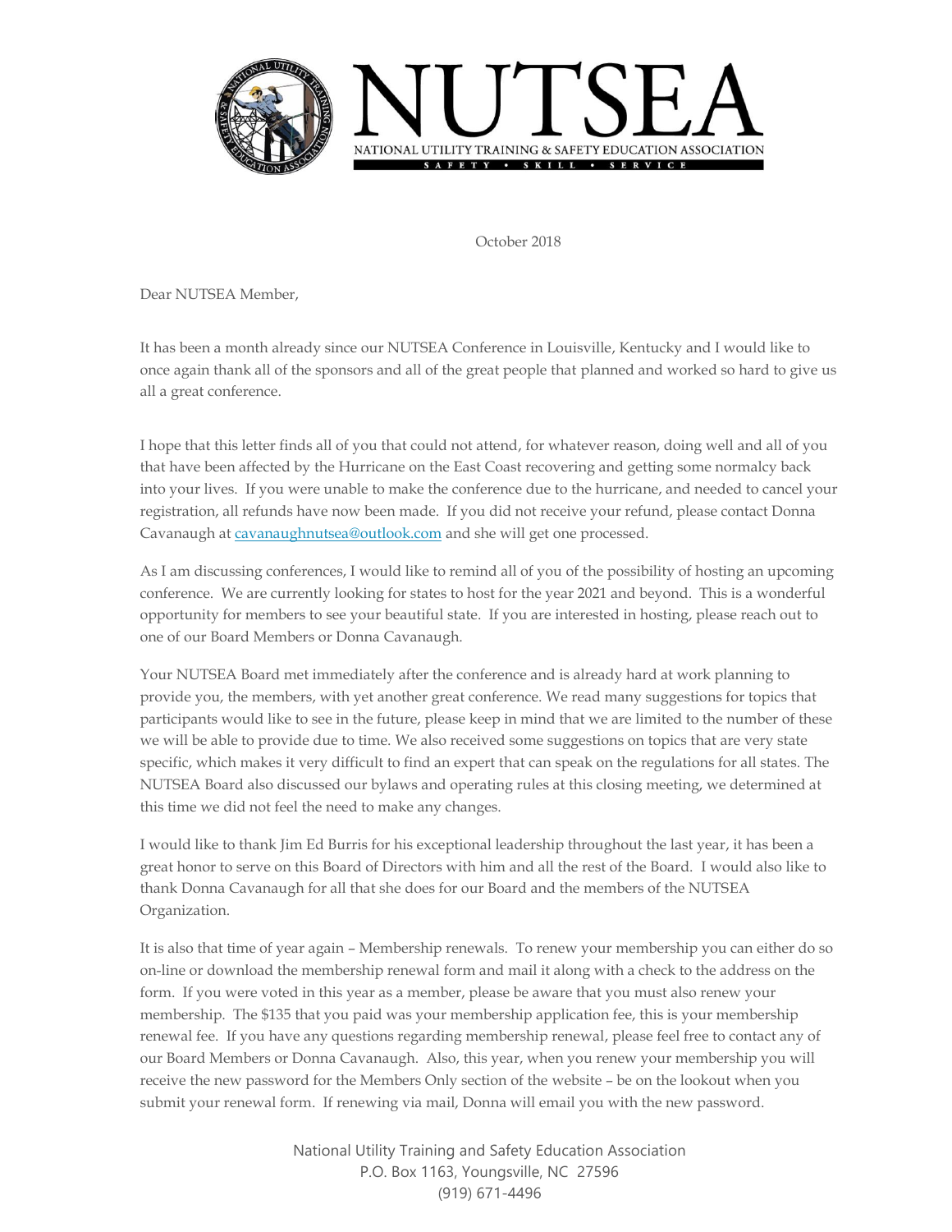# NUTSEA

NATIONAL UTILITY TRAINING & SAFETY EDUCATION ASSOCIATION

SAFETY • SKILL • SERVICE

October 2018

Dear NUTSEA Member,

It has been a month already since our NUTSEA Conference in Louisville, Kentucky and I would like to once again thank all of the sponsors and all of the great people that planned and worked so hard to give us all a great conference.

I hope that this letter finds all of you that could not attend, for whatever reason, doing well and all of you that have been affected by the Hurricane on the East Coast recovering and getting some normalcy back into your lives. If you were unable to make the conference due to the hurricane, and needed to cancel your registration, all refunds have now been made. If you did not receive your refund, please contact Donna Cavanaugh at cavanaughnutsea@outlook.com and she will get one processed.

As I am discussing conferences, I would like to remind all of you of the possibility of hosting an upcoming conference. We are currently looking for states to host for the year 2021 and beyond. This is a wonderful opportunity for members to see your beautiful state. If you are interested in hosting, please reach out to one of our Board Members or Donna Cavanaugh.

Your NUTSEA Board met immediately after the conference and is already hard at work planning to provide you, the members, with yet another great conference. We read many suggestions for topics that participants would like to see in the future, please keep in mind that we are limited to the number of these we will be able to provide due to time. We also received some suggestions on topics that are very state specific, which makes it very difficult to find an expert that can speak on the regulations for all states. The NUTSEA Board also discussed our bylaws and operating rules at this closing meeting, we determined at this time we did not feel the need to make any changes.

I would like to thank Jim Ed Burris for his exceptional leadership throughout the last year, it has been a great honor to serve on this Board of Directors with him and all the rest of the Board. I would also like to thank Donna Cavanaugh for all that she does for our Board and the members of the NUTSEA Organization.

It is also that time of year again – Membership renewals. To renew your membership you can either do so on-line or download the membership renewal form and mail it along with a check to the address on the form. If you were voted in this year as a member, please be aware that you must also renew your membership. The $135 that you paid was your membership application fee, this is your membership renewal fee. If you have any questions regarding membership renewal, please feel free to contact any of our Board Members or Donna Cavanaugh. Also, this year, when you renew your membership you will receive the new password for the Members Only section of the website – be on the lookout when you submit your renewal form. If renewing via mail, Donna will email you with the new password.

National Utility Training and Safety Education Association
P.O. Box 1163, Youngsville, NC 27596
(919) 671-4496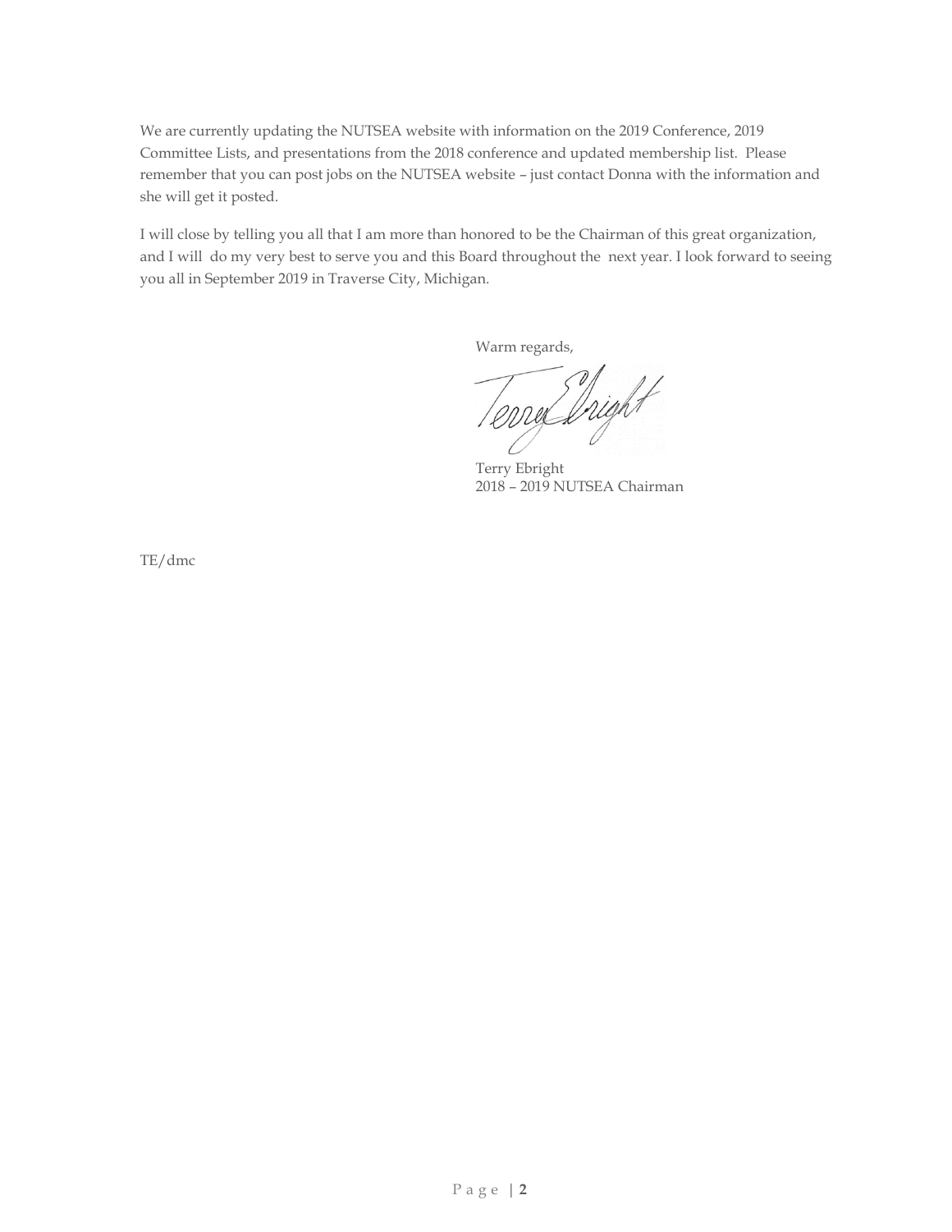We are currently updating the NUTSEA website with information on the 2019 Conference, 2019 Committee Lists, and presentations from the 2018 conference and updated membership list. Please remember that you can post jobs on the NUTSEA website – just contact Donna with the information and she will get it posted.

I will close by telling you all that I am more than honored to be the Chairman of this great organization, and I will do my very best to serve you and this Board throughout the next year. I look forward to seeing you all in September 2019 in Traverse City, Michigan.

Warm regards,

Terry Ebright
2018 – 2019 NUTSEA Chairman

TE/dmc